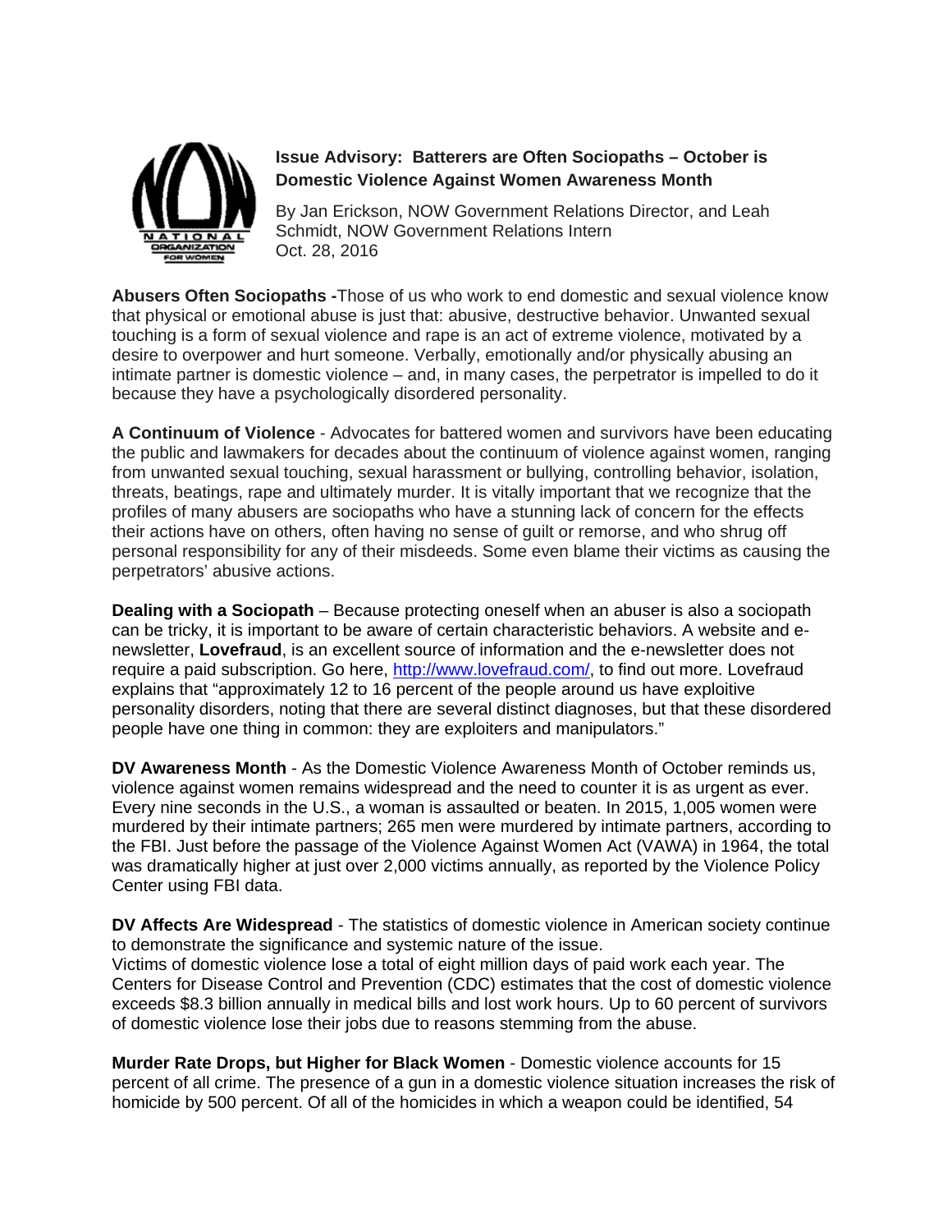# Issue Advisory: Batterers are Often Sociopaths – October is Domestic Violence Against Women Awareness Month

By Jan Erickson, NOW Government Relations Director, and Leah Schmidt, NOW Government Relations Intern
Oct. 28, 2016

**Abusers Often Sociopaths -**Those of us who work to end domestic and sexual violence know that physical or emotional abuse is just that: abusive, destructive behavior. Unwanted sexual touching is a form of sexual violence and rape is an act of extreme violence, motivated by a desire to overpower and hurt someone. Verbally, emotionally and/or physically abusing an intimate partner is domestic violence – and, in many cases, the perpetrator is impelled to do it because they have a psychologically disordered personality.

**A Continuum of Violence** - Advocates for battered women and survivors have been educating the public and lawmakers for decades about the continuum of violence against women, ranging from unwanted sexual touching, sexual harassment or bullying, controlling behavior, isolation, threats, beatings, rape and ultimately murder. It is vitally important that we recognize that the profiles of many abusers are sociopaths who have a stunning lack of concern for the effects their actions have on others, often having no sense of guilt or remorse, and who shrug off personal responsibility for any of their misdeeds. Some even blame their victims as causing the perpetrators' abusive actions.

**Dealing with a Sociopath** – Because protecting oneself when an abuser is also a sociopath can be tricky, it is important to be aware of certain characteristic behaviors. A website and e-newsletter, **Lovefraud**, is an excellent source of information and the e-newsletter does not require a paid subscription. Go here, http://www.lovefraud.com/, to find out more. Lovefraud explains that "approximately 12 to 16 percent of the people around us have exploitive personality disorders, noting that there are several distinct diagnoses, but that these disordered people have one thing in common: they are exploiters and manipulators."

**DV Awareness Month** - As the Domestic Violence Awareness Month of October reminds us, violence against women remains widespread and the need to counter it is as urgent as ever. Every nine seconds in the U.S., a woman is assaulted or beaten. In 2015, 1,005 women were murdered by their intimate partners; 265 men were murdered by intimate partners, according to the FBI. Just before the passage of the Violence Against Women Act (VAWA) in 1964, the total was dramatically higher at just over 2,000 victims annually, as reported by the Violence Policy Center using FBI data.

**DV Affects Are Widespread** - The statistics of domestic violence in American society continue to demonstrate the significance and systemic nature of the issue.
Victims of domestic violence lose a total of eight million days of paid work each year. The Centers for Disease Control and Prevention (CDC) estimates that the cost of domestic violence exceeds $8.3 billion annually in medical bills and lost work hours. Up to 60 percent of survivors of domestic violence lose their jobs due to reasons stemming from the abuse.

**Murder Rate Drops, but Higher for Black Women** - Domestic violence accounts for 15 percent of all crime. The presence of a gun in a domestic violence situation increases the risk of homicide by 500 percent. Of all of the homicides in which a weapon could be identified, 54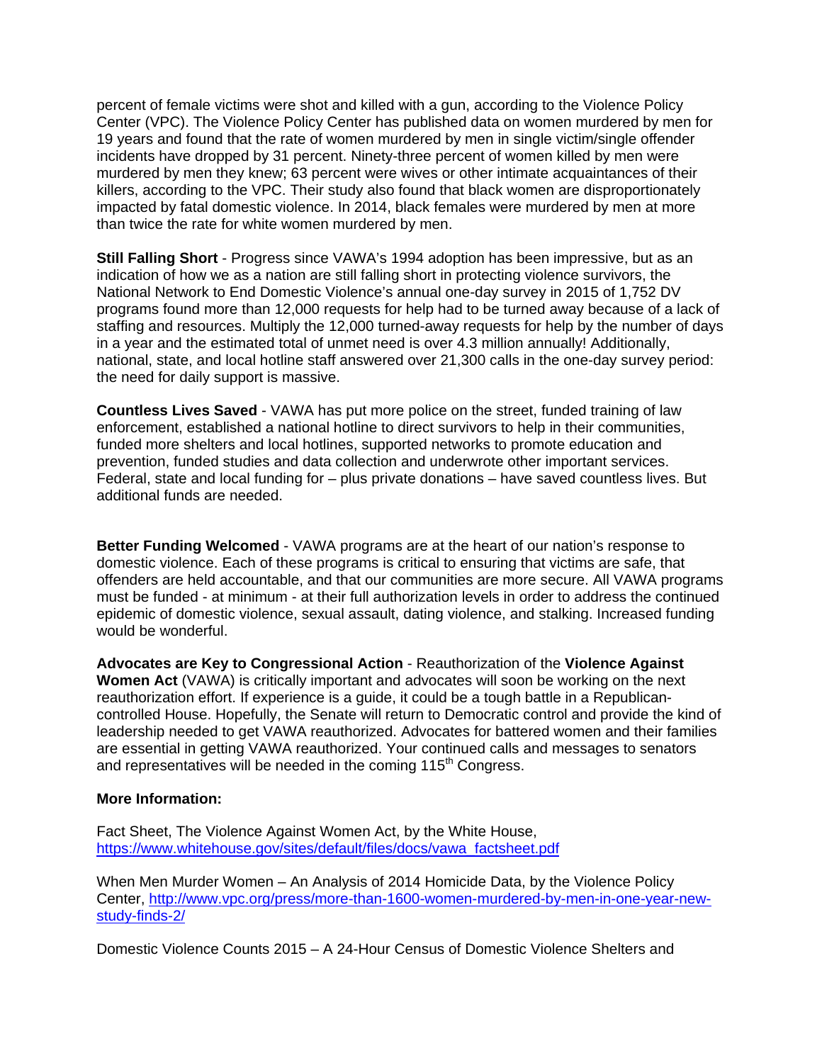percent of female victims were shot and killed with a gun, according to the Violence Policy Center (VPC). The Violence Policy Center has published data on women murdered by men for 19 years and found that the rate of women murdered by men in single victim/single offender incidents have dropped by 31 percent. Ninety-three percent of women killed by men were murdered by men they knew; 63 percent were wives or other intimate acquaintances of their killers, according to the VPC. Their study also found that black women are disproportionately impacted by fatal domestic violence. In 2014, black females were murdered by men at more than twice the rate for white women murdered by men.

**Still Falling Short** - Progress since VAWA's 1994 adoption has been impressive, but as an indication of how we as a nation are still falling short in protecting violence survivors, the National Network to End Domestic Violence's annual one-day survey in 2015 of 1,752 DV programs found more than 12,000 requests for help had to be turned away because of a lack of staffing and resources. Multiply the 12,000 turned-away requests for help by the number of days in a year and the estimated total of unmet need is over 4.3 million annually! Additionally, national, state, and local hotline staff answered over 21,300 calls in the one-day survey period: the need for daily support is massive.

**Countless Lives Saved** - VAWA has put more police on the street, funded training of law enforcement, established a national hotline to direct survivors to help in their communities, funded more shelters and local hotlines, supported networks to promote education and prevention, funded studies and data collection and underwrote other important services. Federal, state and local funding for – plus private donations – have saved countless lives. But additional funds are needed.

**Better Funding Welcomed** - VAWA programs are at the heart of our nation's response to domestic violence. Each of these programs is critical to ensuring that victims are safe, that offenders are held accountable, and that our communities are more secure. All VAWA programs must be funded - at minimum - at their full authorization levels in order to address the continued epidemic of domestic violence, sexual assault, dating violence, and stalking. Increased funding would be wonderful.

**Advocates are Key to Congressional Action** - Reauthorization of the **Violence Against Women Act** (VAWA) is critically important and advocates will soon be working on the next reauthorization effort. If experience is a guide, it could be a tough battle in a Republican-controlled House. Hopefully, the Senate will return to Democratic control and provide the kind of leadership needed to get VAWA reauthorized. Advocates for battered women and their families are essential in getting VAWA reauthorized. Your continued calls and messages to senators and representatives will be needed in the coming 115th Congress.

**More Information:**

Fact Sheet, The Violence Against Women Act, by the White House, https://www.whitehouse.gov/sites/default/files/docs/vawa_factsheet.pdf

When Men Murder Women – An Analysis of 2014 Homicide Data, by the Violence Policy Center, http://www.vpc.org/press/more-than-1600-women-murdered-by-men-in-one-year-new-study-finds-2/

Domestic Violence Counts 2015 – A 24-Hour Census of Domestic Violence Shelters and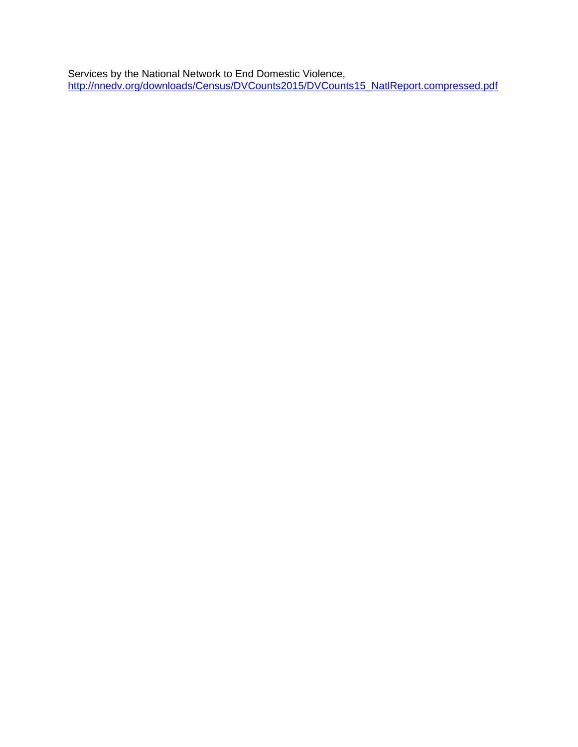Services by the National Network to End Domestic Violence, http://nnedv.org/downloads/Census/DVCounts2015/DVCounts15_NatlReport.compressed.pdf